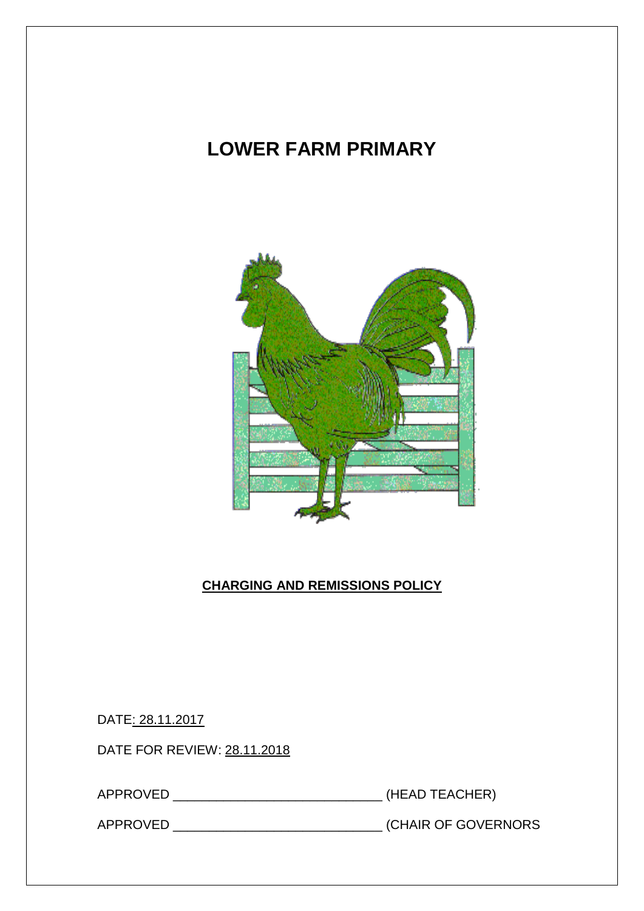# LOWER FARM PRIMARY

**CHARGING AND REMISSIONS POLICY**

DATE: 28.11.2017

DATE FOR REVIEW: 28.11.2018

APPROVED _____________________________ (HEAD TEACHER)

APPROVED _____________________________ (CHAIR OF GOVERNORS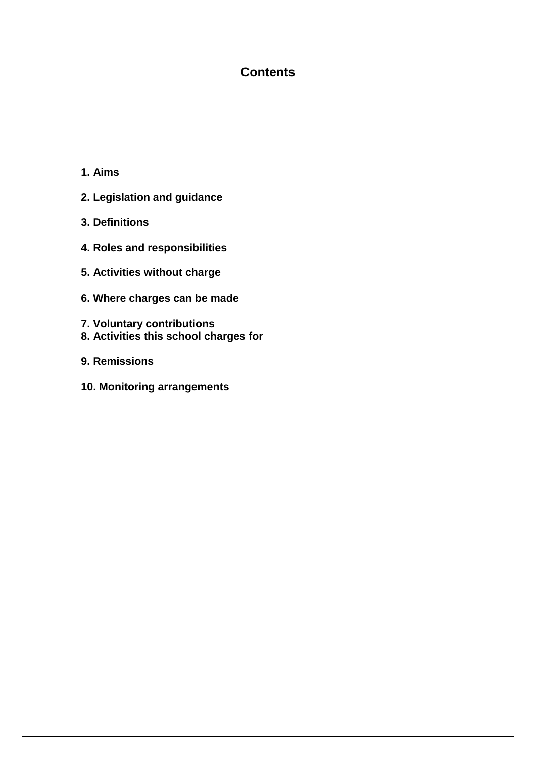## Contents

**1. Aims**

**2. Legislation and guidance**

**3. Definitions**

**4. Roles and responsibilities**

**5. Activities without charge**

**6. Where charges can be made**

**7. Voluntary contributions**

**8. Activities this school charges for**

**9. Remissions**

**10. Monitoring arrangements**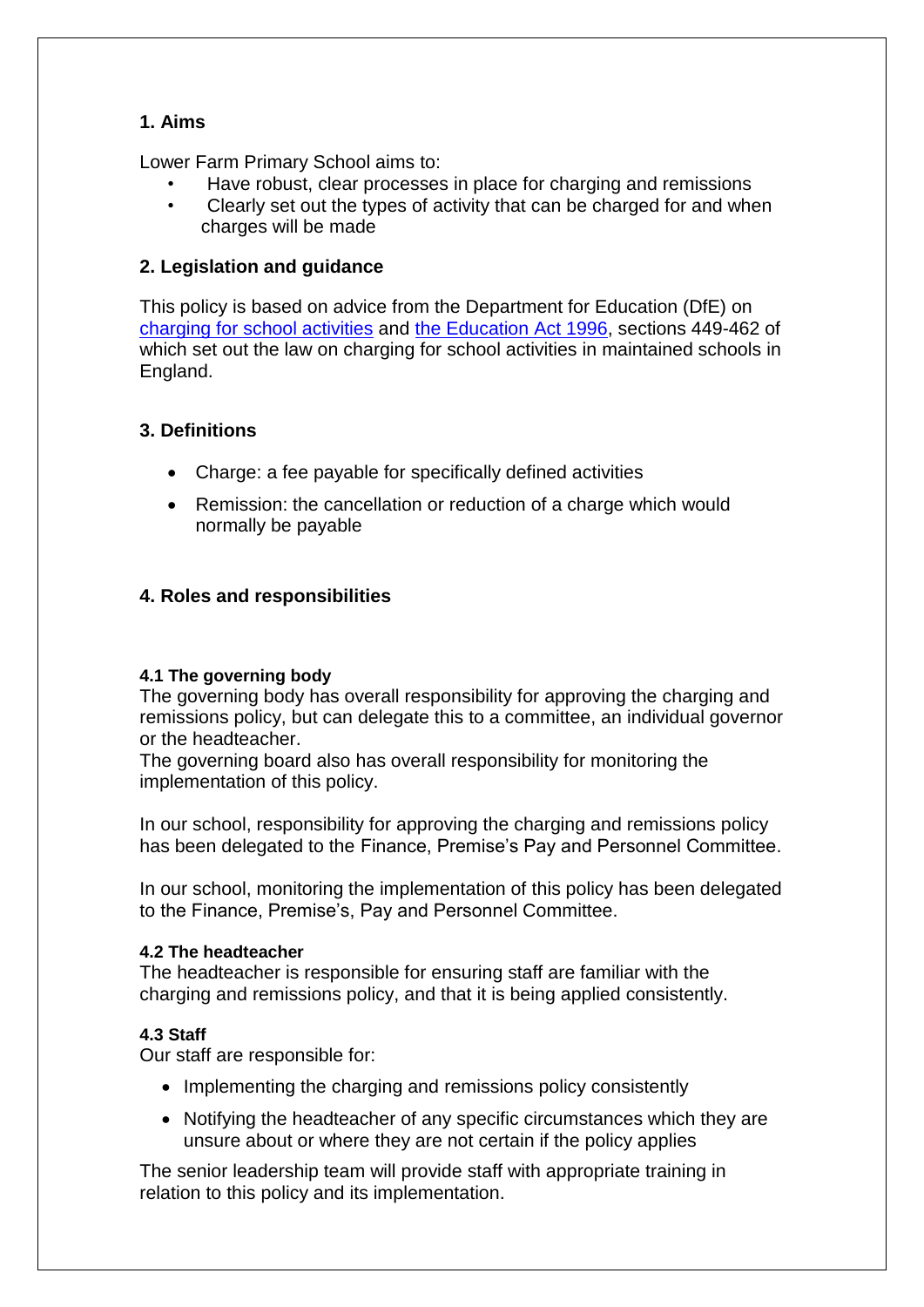## 1. Aims

Lower Farm Primary School aims to:

- Have robust, clear processes in place for charging and remissions
- Clearly set out the types of activity that can be charged for and when charges will be made

## 2. Legislation and guidance

This policy is based on advice from the Department for Education (DfE) on charging for school activities and the Education Act 1996, sections 449-462 of which set out the law on charging for school activities in maintained schools in England.

## 3. Definitions

- Charge: a fee payable for specifically defined activities
- Remission: the cancellation or reduction of a charge which would normally be payable

## 4. Roles and responsibilities

### 4.1 The governing body

The governing body has overall responsibility for approving the charging and remissions policy, but can delegate this to a committee, an individual governor or the headteacher.

The governing board also has overall responsibility for monitoring the implementation of this policy.

In our school, responsibility for approving the charging and remissions policy has been delegated to the Finance, Premise's Pay and Personnel Committee.

In our school, monitoring the implementation of this policy has been delegated to the Finance, Premise's, Pay and Personnel Committee.

### 4.2 The headteacher

The headteacher is responsible for ensuring staff are familiar with the charging and remissions policy, and that it is being applied consistently.

### 4.3 Staff

Our staff are responsible for:

- Implementing the charging and remissions policy consistently
- Notifying the headteacher of any specific circumstances which they are unsure about or where they are not certain if the policy applies

The senior leadership team will provide staff with appropriate training in relation to this policy and its implementation.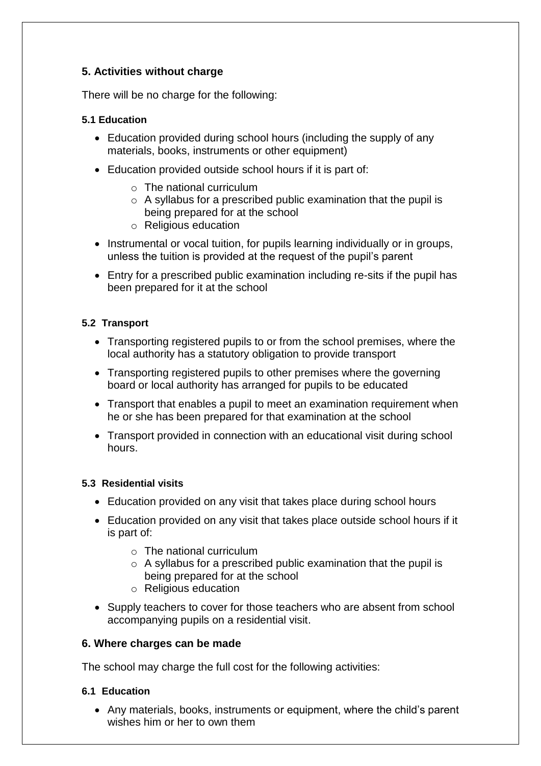## 5. Activities without charge

There will be no charge for the following:

### 5.1 Education

- Education provided during school hours (including the supply of any materials, books, instruments or other equipment)
- Education provided outside school hours if it is part of:
    - The national curriculum
    - A syllabus for a prescribed public examination that the pupil is being prepared for at the school
    - Religious education
- Instrumental or vocal tuition, for pupils learning individually or in groups, unless the tuition is provided at the request of the pupil's parent
- Entry for a prescribed public examination including re-sits if the pupil has been prepared for it at the school

### 5.2 Transport

- Transporting registered pupils to or from the school premises, where the local authority has a statutory obligation to provide transport
- Transporting registered pupils to other premises where the governing board or local authority has arranged for pupils to be educated
- Transport that enables a pupil to meet an examination requirement when he or she has been prepared for that examination at the school
- Transport provided in connection with an educational visit during school hours.

### 5.3 Residential visits

- Education provided on any visit that takes place during school hours
- Education provided on any visit that takes place outside school hours if it is part of:
    - The national curriculum
    - A syllabus for a prescribed public examination that the pupil is being prepared for at the school
    - Religious education
- Supply teachers to cover for those teachers who are absent from school accompanying pupils on a residential visit.

## 6. Where charges can be made

The school may charge the full cost for the following activities:

### 6.1 Education

- Any materials, books, instruments or equipment, where the child's parent wishes him or her to own them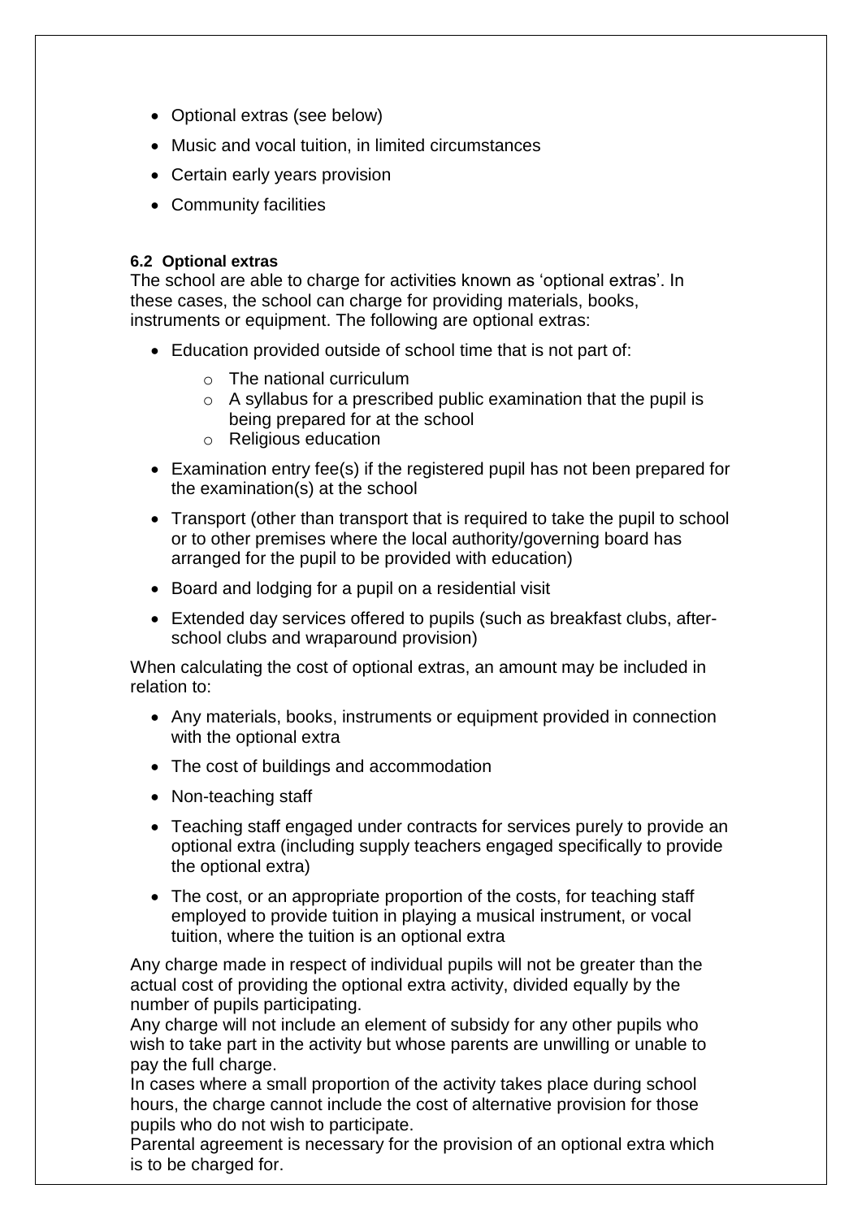- Optional extras (see below)
- Music and vocal tuition, in limited circumstances
- Certain early years provision
- Community facilities

#### 6.2 Optional extras

The school are able to charge for activities known as 'optional extras'. In these cases, the school can charge for providing materials, books, instruments or equipment. The following are optional extras:

- Education provided outside of school time that is not part of:
  - The national curriculum
  - A syllabus for a prescribed public examination that the pupil is being prepared for at the school
  - Religious education
- Examination entry fee(s) if the registered pupil has not been prepared for the examination(s) at the school
- Transport (other than transport that is required to take the pupil to school or to other premises where the local authority/governing board has arranged for the pupil to be provided with education)
- Board and lodging for a pupil on a residential visit
- Extended day services offered to pupils (such as breakfast clubs, after-school clubs and wraparound provision)

When calculating the cost of optional extras, an amount may be included in relation to:

- Any materials, books, instruments or equipment provided in connection with the optional extra
- The cost of buildings and accommodation
- Non-teaching staff
- Teaching staff engaged under contracts for services purely to provide an optional extra (including supply teachers engaged specifically to provide the optional extra)
- The cost, or an appropriate proportion of the costs, for teaching staff employed to provide tuition in playing a musical instrument, or vocal tuition, where the tuition is an optional extra

Any charge made in respect of individual pupils will not be greater than the actual cost of providing the optional extra activity, divided equally by the number of pupils participating.

Any charge will not include an element of subsidy for any other pupils who wish to take part in the activity but whose parents are unwilling or unable to pay the full charge.

In cases where a small proportion of the activity takes place during school hours, the charge cannot include the cost of alternative provision for those pupils who do not wish to participate.

Parental agreement is necessary for the provision of an optional extra which is to be charged for.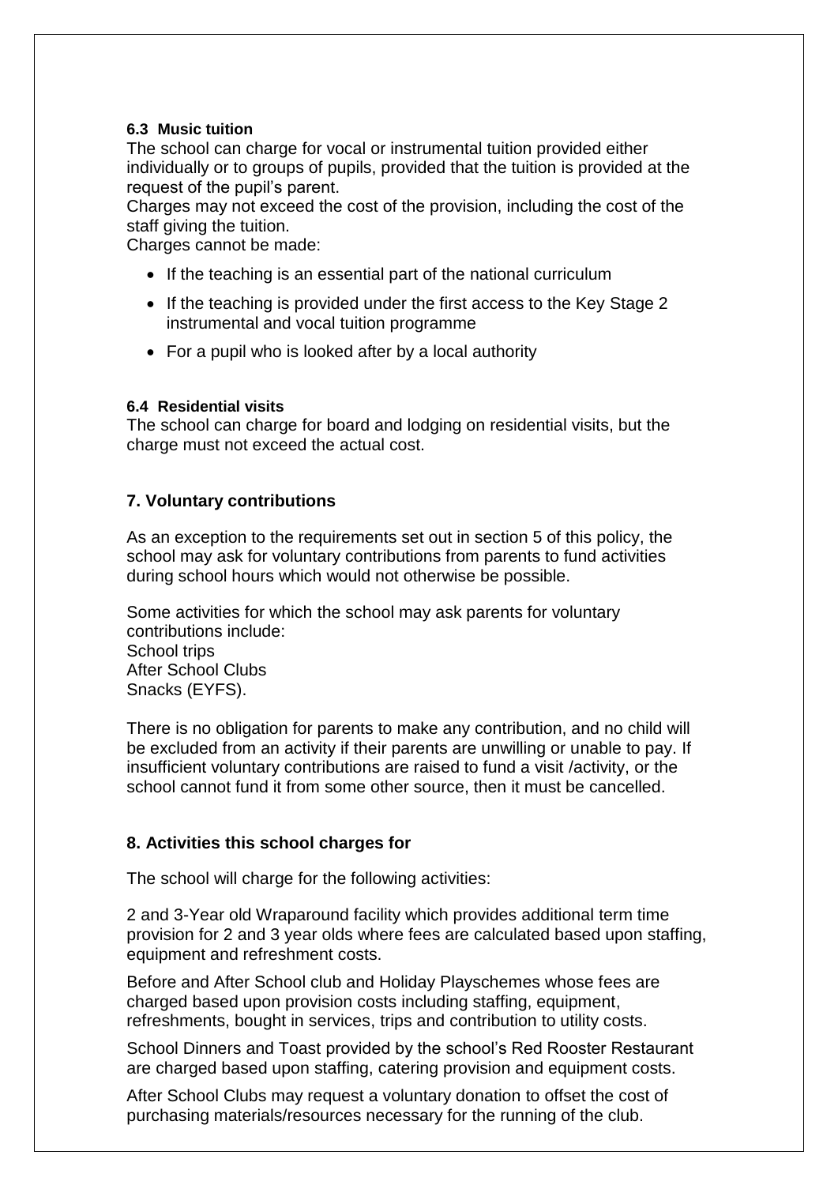### 6.3 Music tuition

The school can charge for vocal or instrumental tuition provided either individually or to groups of pupils, provided that the tuition is provided at the request of the pupil's parent.

Charges may not exceed the cost of the provision, including the cost of the staff giving the tuition.

Charges cannot be made:

- If the teaching is an essential part of the national curriculum
- If the teaching is provided under the first access to the Key Stage 2 instrumental and vocal tuition programme
- For a pupil who is looked after by a local authority

### 6.4 Residential visits

The school can charge for board and lodging on residential visits, but the charge must not exceed the actual cost.

## 7. Voluntary contributions

As an exception to the requirements set out in section 5 of this policy, the school may ask for voluntary contributions from parents to fund activities during school hours which would not otherwise be possible.

Some activities for which the school may ask parents for voluntary contributions include:
School trips
After School Clubs
Snacks (EYFS).

There is no obligation for parents to make any contribution, and no child will be excluded from an activity if their parents are unwilling or unable to pay. If insufficient voluntary contributions are raised to fund a visit /activity, or the school cannot fund it from some other source, then it must be cancelled.

## 8. Activities this school charges for

The school will charge for the following activities:

2 and 3-Year old Wraparound facility which provides additional term time provision for 2 and 3 year olds where fees are calculated based upon staffing, equipment and refreshment costs.

Before and After School club and Holiday Playschemes whose fees are charged based upon provision costs including staffing, equipment, refreshments, bought in services, trips and contribution to utility costs.

School Dinners and Toast provided by the school's Red Rooster Restaurant are charged based upon staffing, catering provision and equipment costs.

After School Clubs may request a voluntary donation to offset the cost of purchasing materials/resources necessary for the running of the club.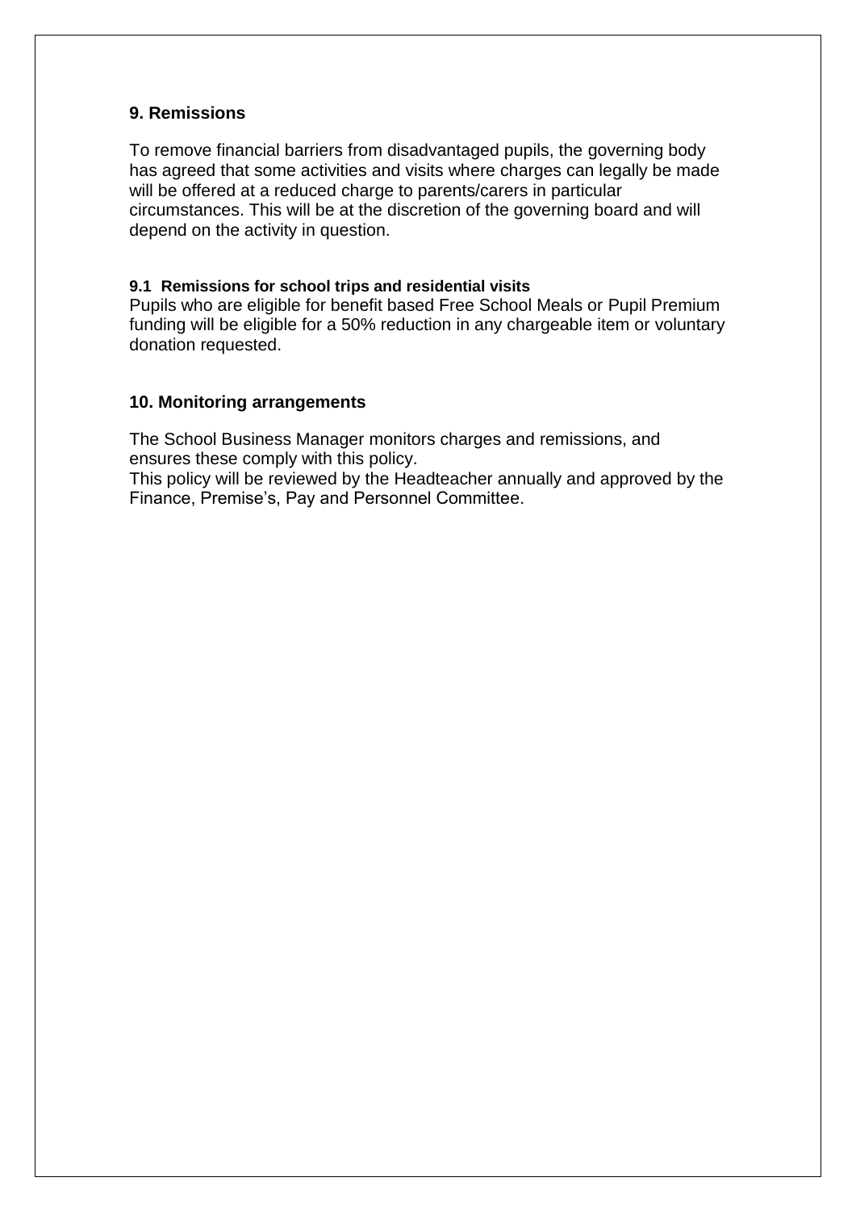## 9. Remissions

To remove financial barriers from disadvantaged pupils, the governing body has agreed that some activities and visits where charges can legally be made will be offered at a reduced charge to parents/carers in particular circumstances. This will be at the discretion of the governing board and will depend on the activity in question.

### 9.1 Remissions for school trips and residential visits

Pupils who are eligible for benefit based Free School Meals or Pupil Premium funding will be eligible for a 50% reduction in any chargeable item or voluntary donation requested.

## 10. Monitoring arrangements

The School Business Manager monitors charges and remissions, and ensures these comply with this policy.
This policy will be reviewed by the Headteacher annually and approved by the Finance, Premise's, Pay and Personnel Committee.